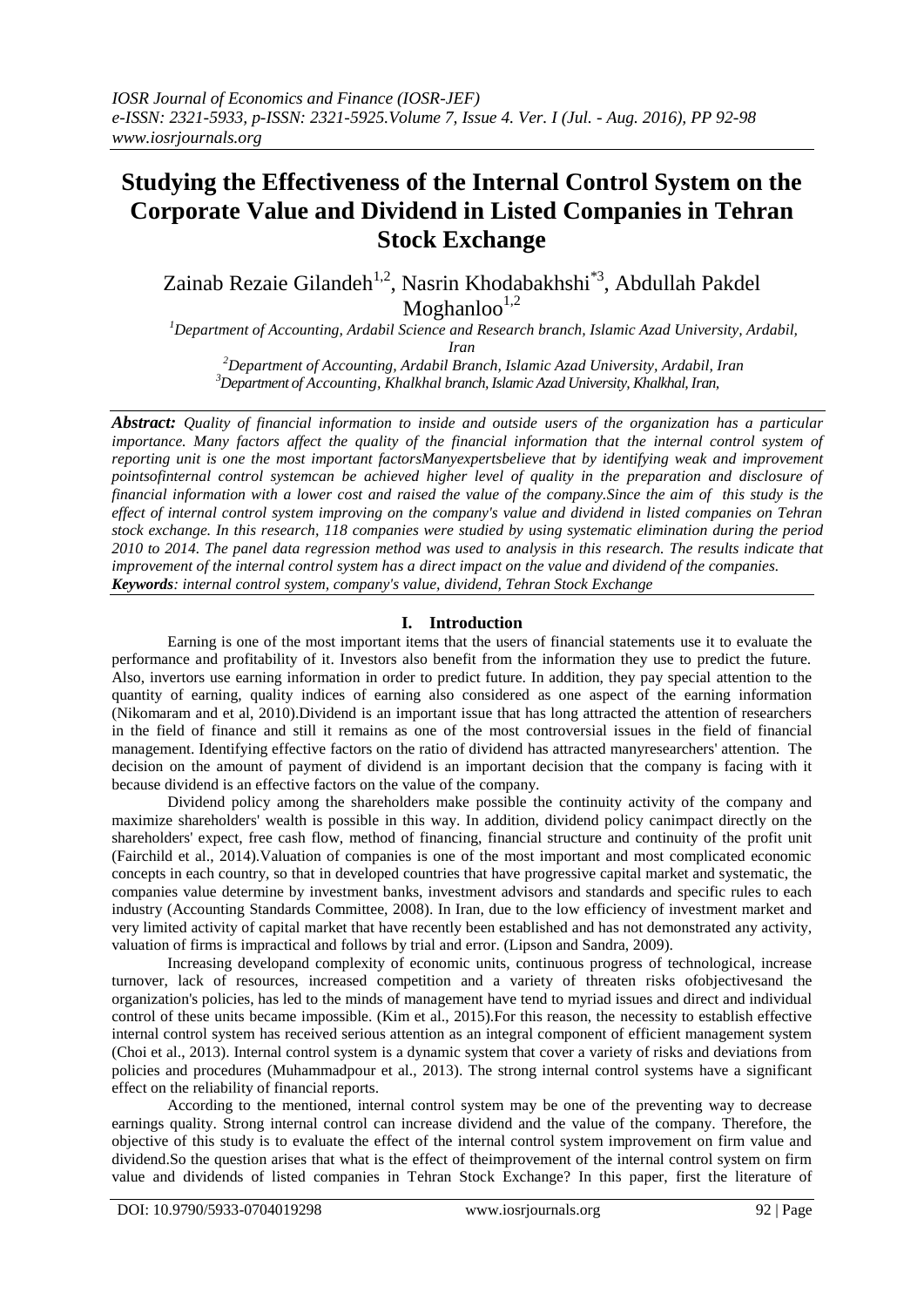# Studying the Effectiveness of the Internal Control System on the Corporate Value and Dividend in Listed Companies in Tehran Stock Exchange

Zainab Rezaie Gilandeh[1,2], Nasrin Khodabakhshi[*3], Abdullah Pakdel Moghanloo[1,2]

[1]*Department of Accounting, Ardabil Science and Research branch, Islamic Azad University, Ardabil, Iran*

[2]*Department of Accounting, Ardabil Branch, Islamic Azad University, Ardabil, Iran*

[3]*Department of Accounting, Khalkhal branch, Islamic Azad University, Khalkhal, Iran,*

***Abstract:*** *Quality of financial information to inside and outside users of the organization has a particular importance. Many factors affect the quality of the financial information that the internal control system of reporting unit is one the most important factorsManyexpertsbelieve that by identifying weak and improvement pointsofinternal control systemcan be achieved higher level of quality in the preparation and disclosure of financial information with a lower cost and raised the value of the company.Since the aim of this study is the effect of internal control system improving on the company's value and dividend in listed companies on Tehran stock exchange. In this research, 118 companies were studied by using systematic elimination during the period 2010 to 2014. The panel data regression method was used to analysis in this research. The results indicate that improvement of the internal control system has a direct impact on the value and dividend of the companies.*

***Keywords****: internal control system, company's value, dividend, Tehran Stock Exchange*

## I. Introduction

Earning is one of the most important items that the users of financial statements use it to evaluate the performance and profitability of it. Investors also benefit from the information they use to predict the future. Also, invertors use earning information in order to predict future. In addition, they pay special attention to the quantity of earning, quality indices of earning also considered as one aspect of the earning information (Nikomaram and et al, 2010).Dividend is an important issue that has long attracted the attention of researchers in the field of finance and still it remains as one of the most controversial issues in the field of financial management. Identifying effective factors on the ratio of dividend has attracted manyresearchers' attention. The decision on the amount of payment of dividend is an important decision that the company is facing with it because dividend is an effective factors on the value of the company.

Dividend policy among the shareholders make possible the continuity activity of the company and maximize shareholders' wealth is possible in this way. In addition, dividend policy canimpact directly on the shareholders' expect, free cash flow, method of financing, financial structure and continuity of the profit unit (Fairchild et al., 2014).Valuation of companies is one of the most important and most complicated economic concepts in each country, so that in developed countries that have progressive capital market and systematic, the companies value determine by investment banks, investment advisors and standards and specific rules to each industry (Accounting Standards Committee, 2008). In Iran, due to the low efficiency of investment market and very limited activity of capital market that have recently been established and has not demonstrated any activity, valuation of firms is impractical and follows by trial and error. (Lipson and Sandra, 2009).

Increasing developand complexity of economic units, continuous progress of technological, increase turnover, lack of resources, increased competition and a variety of threaten risks ofobjectivesand the organization's policies, has led to the minds of management have tend to myriad issues and direct and individual control of these units became impossible. (Kim et al., 2015).For this reason, the necessity to establish effective internal control system has received serious attention as an integral component of efficient management system (Choi et al., 2013). Internal control system is a dynamic system that cover a variety of risks and deviations from policies and procedures (Muhammadpour et al., 2013). The strong internal control systems have a significant effect on the reliability of financial reports.

According to the mentioned, internal control system may be one of the preventing way to decrease earnings quality. Strong internal control can increase dividend and the value of the company. Therefore, the objective of this study is to evaluate the effect of the internal control system improvement on firm value and dividend.So the question arises that what is the effect of theimprovement of the internal control system on firm value and dividends of listed companies in Tehran Stock Exchange? In this paper, first the literature of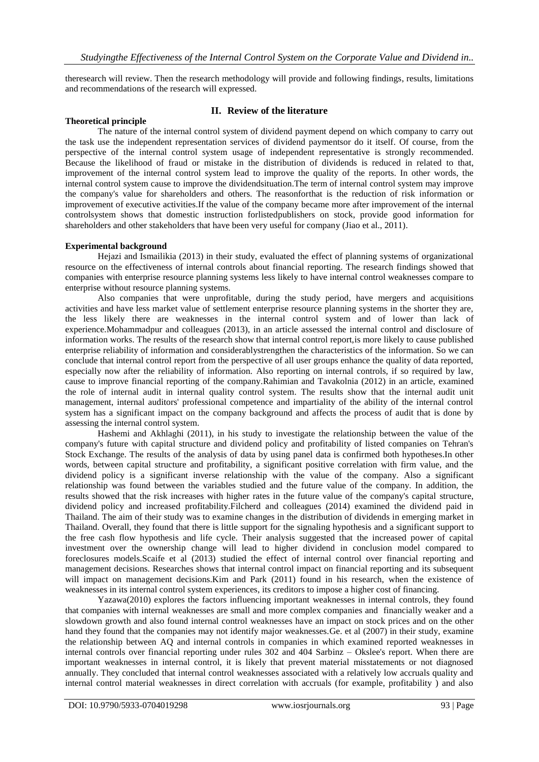theresearch will review. Then the research methodology will provide and following findings, results, limitations and recommendations of the research will expressed.

## II. Review of the literature

**Theoretical principle**

The nature of the internal control system of dividend payment depend on which company to carry out the task use the independent representation services of dividend paymentsor do it itself. Of course, from the perspective of the internal control system usage of independent representative is strongly recommended. Because the likelihood of fraud or mistake in the distribution of dividends is reduced in related to that, improvement of the internal control system lead to improve the quality of the reports. In other words, the internal control system cause to improve the dividendsituation.The term of internal control system may improve the company's value for shareholders and others. The reasonforthat is the reduction of risk information or improvement of executive activities.If the value of the company became more after improvement of the internal controlsystem shows that domestic instruction forlistedpublishers on stock, provide good information for shareholders and other stakeholders that have been very useful for company (Jiao et al., 2011).

**Experimental background**

Hejazi and Ismailikia (2013) in their study, evaluated the effect of planning systems of organizational resource on the effectiveness of internal controls about financial reporting. The research findings showed that companies with enterprise resource planning systems less likely to have internal control weaknesses compare to enterprise without resource planning systems.

Also companies that were unprofitable, during the study period, have mergers and acquisitions activities and have less market value of settlement enterprise resource planning systems in the shorter they are, the less likely there are weaknesses in the internal control system and of lower than lack of experience.Mohammadpur and colleagues (2013), in an article assessed the internal control and disclosure of information works. The results of the research show that internal control report,is more likely to cause published enterprise reliability of information and considerablystrengthen the characteristics of the information. So we can conclude that internal control report from the perspective of all user groups enhance the quality of data reported, especially now after the reliability of information. Also reporting on internal controls, if so required by law, cause to improve financial reporting of the company.Rahimian and Tavakolnia (2012) in an article, examined the role of internal audit in internal quality control system. The results show that the internal audit unit management, internal auditors' professional competence and impartiality of the ability of the internal control system has a significant impact on the company background and affects the process of audit that is done by assessing the internal control system.

Hashemi and Akhlaghi (2011), in his study to investigate the relationship between the value of the company's future with capital structure and dividend policy and profitability of listed companies on Tehran's Stock Exchange. The results of the analysis of data by using panel data is confirmed both hypotheses.In other words, between capital structure and profitability, a significant positive correlation with firm value, and the dividend policy is a significant inverse relationship with the value of the company. Also a significant relationship was found between the variables studied and the future value of the company. In addition, the results showed that the risk increases with higher rates in the future value of the company's capital structure, dividend policy and increased profitability.Filcherd and colleagues (2014) examined the dividend paid in Thailand. The aim of their study was to examine changes in the distribution of dividends in emerging market in Thailand. Overall, they found that there is little support for the signaling hypothesis and a significant support to the free cash flow hypothesis and life cycle. Their analysis suggested that the increased power of capital investment over the ownership change will lead to higher dividend in conclusion model compared to foreclosures models.Scaife et al (2013) studied the effect of internal control over financial reporting and management decisions. Researches shows that internal control impact on financial reporting and its subsequent will impact on management decisions.Kim and Park (2011) found in his research, when the existence of weaknesses in its internal control system experiences, its creditors to impose a higher cost of financing.

Yazawa(2010) explores the factors influencing important weaknesses in internal controls, they found that companies with internal weaknesses are small and more complex companies and financially weaker and a slowdown growth and also found internal control weaknesses have an impact on stock prices and on the other hand they found that the companies may not identify major weaknesses.Ge. et al (2007) in their study, examine the relationship between AQ and internal controls in companies in which examined reported weaknesses in internal controls over financial reporting under rules 302 and 404 Sarbinz – Okslee's report. When there are important weaknesses in internal control, it is likely that prevent material misstatements or not diagnosed annually. They concluded that internal control weaknesses associated with a relatively low accruals quality and internal control material weaknesses in direct correlation with accruals (for example, profitability ) and also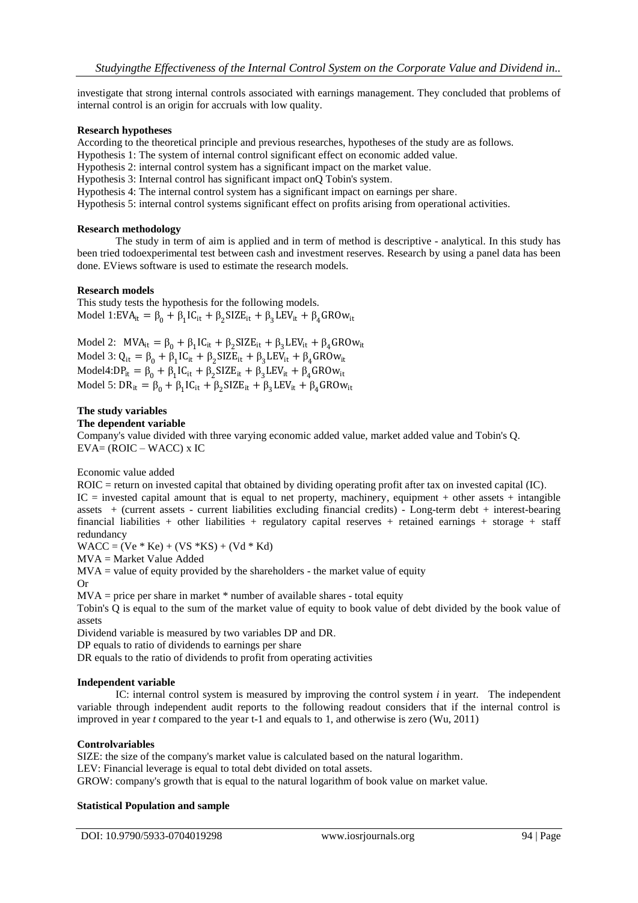investigate that strong internal controls associated with earnings management. They concluded that problems of internal control is an origin for accruals with low quality.

**Research hypotheses**

According to the theoretical principle and previous researches, hypotheses of the study are as follows.

Hypothesis 1: The system of internal control significant effect on economic added value.

Hypothesis 2: internal control system has a significant impact on the market value.

Hypothesis 3: Internal control has significant impact onQ Tobin's system.

Hypothesis 4: The internal control system has a significant impact on earnings per share.

Hypothesis 5: internal control systems significant effect on profits arising from operational activities.

**Research methodology**

The study in term of aim is applied and in term of method is descriptive - analytical. In this study has been tried todoexperimental test between cash and investment reserves. Research by using a panel data has been done. EViews software is used to estimate the research models.

**Research models**

This study tests the hypothesis for the following models.

Model 1: $EVA_{it} = \beta_0 + \beta_1 IC_{it} + \beta_2 SIZE_{it} + \beta_3 LEV_{it} + \beta_4 GROw_{it}$

Model 2: $MVA_{it} = \beta_0 + \beta_1 IC_{it} + \beta_2 SIZE_{it} + \beta_3 LEV_{it} + \beta_4 GROw_{it}$

Model 3: $Q_{it} = \beta_0 + \beta_1 IC_{it} + \beta_2 SIZE_{it} + \beta_3 LEV_{it} + \beta_4 GROw_{it}$

Model4: $DP_{it} = \beta_0 + \beta_1 IC_{it} + \beta_2 SIZE_{it} + \beta_3 LEV_{it} + \beta_4 GROw_{it}$

Model 5: $DR_{it} = \beta_0 + \beta_1 IC_{it} + \beta_2 SIZE_{it} + \beta_3 LEV_{it} + \beta_4 GROw_{it}$

**The study variables**

**The dependent variable**

Company's value divided with three varying economic added value, market added value and Tobin's Q.

EVA= (ROIC – WACC) x IC

Economic value added

ROIC = return on invested capital that obtained by dividing operating profit after tax on invested capital (IC).

IC = invested capital amount that is equal to net property, machinery, equipment + other assets + intangible assets + (current assets - current liabilities excluding financial credits) - Long-term debt + interest-bearing financial liabilities + other liabilities + regulatory capital reserves + retained earnings + storage + staff redundancy

WACC = (Ve * Ke) + (VS *KS) + (Vd * Kd)

MVA = Market Value Added

MVA = value of equity provided by the shareholders - the market value of equity

Or

MVA = price per share in market * number of available shares - total equity

Tobin's Q is equal to the sum of the market value of equity to book value of debt divided by the book value of assets

Dividend variable is measured by two variables DP and DR.

DP equals to ratio of dividends to earnings per share

DR equals to the ratio of dividends to profit from operating activities

**Independent variable**

IC: internal control system is measured by improving the control system *i* in year*t*. The independent variable through independent audit reports to the following readout considers that if the internal control is improved in year *t* compared to the year t-1 and equals to 1, and otherwise is zero (Wu, 2011)

**Controlvariables**

SIZE: the size of the company's market value is calculated based on the natural logarithm.

LEV: Financial leverage is equal to total debt divided on total assets.

GROW: company's growth that is equal to the natural logarithm of book value on market value.

**Statistical Population and sample**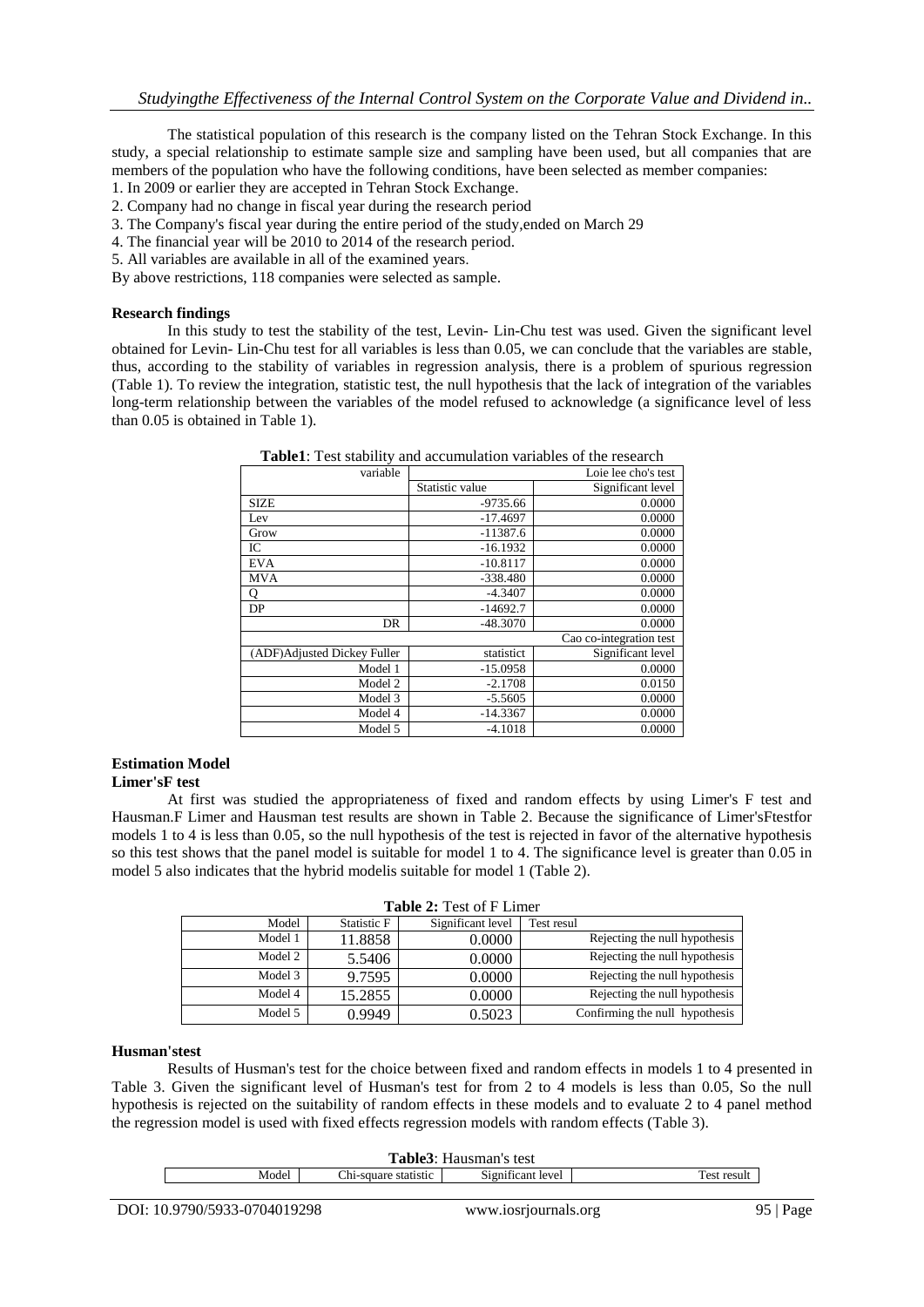The statistical population of this research is the company listed on the Tehran Stock Exchange. In this study, a special relationship to estimate sample size and sampling have been used, but all companies that are members of the population who have the following conditions, have been selected as member companies:

1. In 2009 or earlier they are accepted in Tehran Stock Exchange.
2. Company had no change in fiscal year during the research period
3. The Company's fiscal year during the entire period of the study,ended on March 29
4. The financial year will be 2010 to 2014 of the research period.
5. All variables are available in all of the examined years.

By above restrictions, 118 companies were selected as sample.

**Research findings**

In this study to test the stability of the test, Levin- Lin-Chu test was used. Given the significant level obtained for Levin- Lin-Chu test for all variables is less than 0.05, we can conclude that the variables are stable, thus, according to the stability of variables in regression analysis, there is a problem of spurious regression (Table 1). To review the integration, statistic test, the null hypothesis that the lack of integration of the variables long-term relationship between the variables of the model refused to acknowledge (a significance level of less than 0.05 is obtained in Table 1).

**Table1**: Test stability and accumulation variables of the research

| variable | Loie lee cho's test | |
|---|---|---|
| | Statistic value | Significant level |
| SIZE | -9735.66 | 0.0000 |
| Lev | -17.4697 | 0.0000 |
| Grow | -11387.6 | 0.0000 |
| IC | -16.1932 | 0.0000 |
| EVA | -10.8117 | 0.0000 |
| MVA | -338.480 | 0.0000 |
| Q | -4.3407 | 0.0000 |
| DP | -14692.7 | 0.0000 |
| DR | -48.3070 | 0.0000 |
| | Cao co-integration test | |
| (ADF)Adjusted Dickey Fuller | statistict | Significant level |
| Model 1 | -15.0958 | 0.0000 |
| Model 2 | -2.1708 | 0.0150 |
| Model 3 | -5.5605 | 0.0000 |
| Model 4 | -14.3367 | 0.0000 |
| Model 5 | -4.1018 | 0.0000 |

## Estimation Model

### Limer'sF test

At first was studied the appropriateness of fixed and random effects by using Limer's F test and Hausman.F Limer and Hausman test results are shown in Table 2. Because the significance of Limer'sFtestfor models 1 to 4 is less than 0.05, so the null hypothesis of the test is rejected in favor of the alternative hypothesis so this test shows that the panel model is suitable for model 1 to 4. The significance level is greater than 0.05 in model 5 also indicates that the hybrid modelis suitable for model 1 (Table 2).

**Table 2:** Test of F Limer

| Model | Statistic F | Significant level | Test resul |
|---|---|---|---|
| Model 1 | 11.8858 | 0.0000 | Rejecting the null hypothesis |
| Model 2 | 5.5406 | 0.0000 | Rejecting the null hypothesis |
| Model 3 | 9.7595 | 0.0000 | Rejecting the null hypothesis |
| Model 4 | 15.2855 | 0.0000 | Rejecting the null hypothesis |
| Model 5 | 0.9949 | 0.5023 | Confirming the null hypothesis |

### Husman'stest

Results of Husman's test for the choice between fixed and random effects in models 1 to 4 presented in Table 3. Given the significant level of Husman's test for from 2 to 4 models is less than 0.05, So the null hypothesis is rejected on the suitability of random effects in these models and to evaluate 2 to 4 panel method the regression model is used with fixed effects regression models with random effects (Table 3).

**Table3**: Hausman's test

| Model | Chi-square statistic | Significant level | Test result |
|---|---|---|---|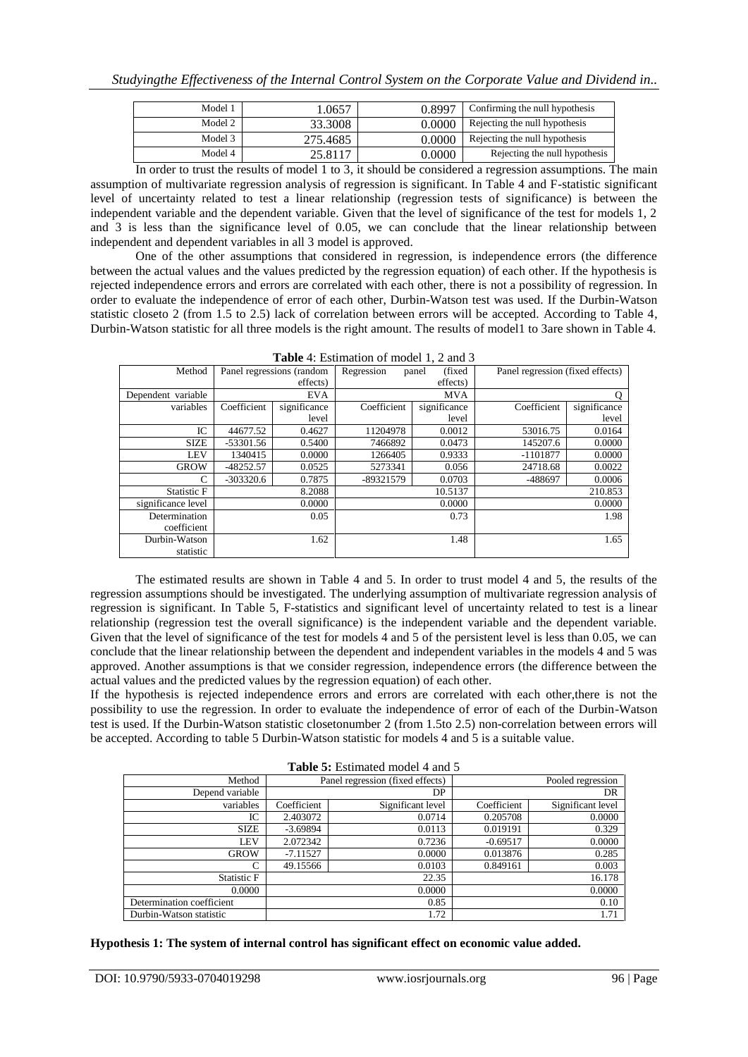| Model 1 | 1.0657 | 0.8997 | Confirming the null hypothesis |
|---|---|---|---|
| Model 2 | 33.3008 | 0.0000 | Rejecting the null hypothesis |
| Model 3 | 275.4685 | 0.0000 | Rejecting the null hypothesis |
| Model 4 | 25.8117 | 0.0000 | Rejecting the null hypothesis |

In order to trust the results of model 1 to 3, it should be considered a regression assumptions. The main assumption of multivariate regression analysis of regression is significant. In Table 4 and F-statistic significant level of uncertainty related to test a linear relationship (regression tests of significance) is between the independent variable and the dependent variable. Given that the level of significance of the test for models 1, 2 and 3 is less than the significance level of 0.05, we can conclude that the linear relationship between independent and dependent variables in all 3 model is approved.

One of the other assumptions that considered in regression, is independence errors (the difference between the actual values and the values predicted by the regression equation) of each other. If the hypothesis is rejected independence errors and errors are correlated with each other, there is not a possibility of regression. In order to evaluate the independence of error of each other, Durbin-Watson test was used. If the Durbin-Watson statistic closeto 2 (from 1.5 to 2.5) lack of correlation between errors will be accepted. According to Table 4, Durbin-Watson statistic for all three models is the right amount. The results of model1 to 3are shown in Table 4.

**Table 4**: Estimation of model 1, 2 and 3

| Method | Panel regressions (random effects) | | Regression panel (fixed effects) | | Panel regression (fixed effects) | |
|---|---|---|---|---|---|---|
| Dependent variable | EVA | | MVA | | Q | |
| variables | Coefficient | significance level | Coefficient | significance level | Coefficient | significance level |
| IC | 44677.52 | 0.4627 | 11204978 | 0.0012 | 53016.75 | 0.0164 |
| SIZE | -53301.56 | 0.5400 | 7466892 | 0.0473 | 145207.6 | 0.0000 |
| LEV | 1340415 | 0.0000 | 1266405 | 0.9333 | -1101877 | 0.0000 |
| GROW | -48252.57 | 0.0525 | 5273341 | 0.056 | 24718.68 | 0.0022 |
| C | -303320.6 | 0.7875 | -89321579 | 0.0703 | -488697 | 0.0006 |
| Statistic F | 8.2088 | | 10.5137 | | 210.853 | |
| significance level | 0.0000 | | 0.0000 | | 0.0000 | |
| Determination coefficient | 0.05 | | 0.73 | | 1.98 | |
| Durbin-Watson statistic | 1.62 | | 1.48 | | 1.65 | |

The estimated results are shown in Table 4 and 5. In order to trust model 4 and 5, the results of the regression assumptions should be investigated. The underlying assumption of multivariate regression analysis of regression is significant. In Table 5, F-statistics and significant level of uncertainty related to test is a linear relationship (regression test the overall significance) is the independent variable and the dependent variable. Given that the level of significance of the test for models 4 and 5 of the persistent level is less than 0.05, we can conclude that the linear relationship between the dependent and independent variables in the models 4 and 5 was approved. Another assumptions is that we consider regression, independence errors (the difference between the actual values and the predicted values by the regression equation) of each other.

If the hypothesis is rejected independence errors and errors are correlated with each other,there is not the possibility to use the regression. In order to evaluate the independence of error of each of the Durbin-Watson test is used. If the Durbin-Watson statistic closetonumber 2 (from 1.5to 2.5) non-correlation between errors will be accepted. According to table 5 Durbin-Watson statistic for models 4 and 5 is a suitable value.

**Table 5:** Estimated model 4 and 5

| Method | Panel regression (fixed effects) | | Pooled regression | |
|---|---|---|---|---|
| Depend variable | DP | | DR | |
| variables | Coefficient | Significant level | Coefficient | Significant level |
| IC | 2.403072 | 0.0714 | 0.205708 | 0.0000 |
| SIZE | -3.69894 | 0.0113 | 0.019191 | 0.329 |
| LEV | 2.072342 | 0.7236 | -0.69517 | 0.0000 |
| GROW | -7.11527 | 0.0000 | 0.013876 | 0.285 |
| C | 49.15566 | 0.0103 | 0.849161 | 0.003 |
| Statistic F | 22.35 | | 16.178 | |
| 0.0000 | 0.0000 | | 0.0000 | |
| Determination coefficient | 0.85 | | 0.10 | |
| Durbin-Watson statistic | 1.72 | | 1.71 | |

**Hypothesis 1: The system of internal control has significant effect on economic value added.**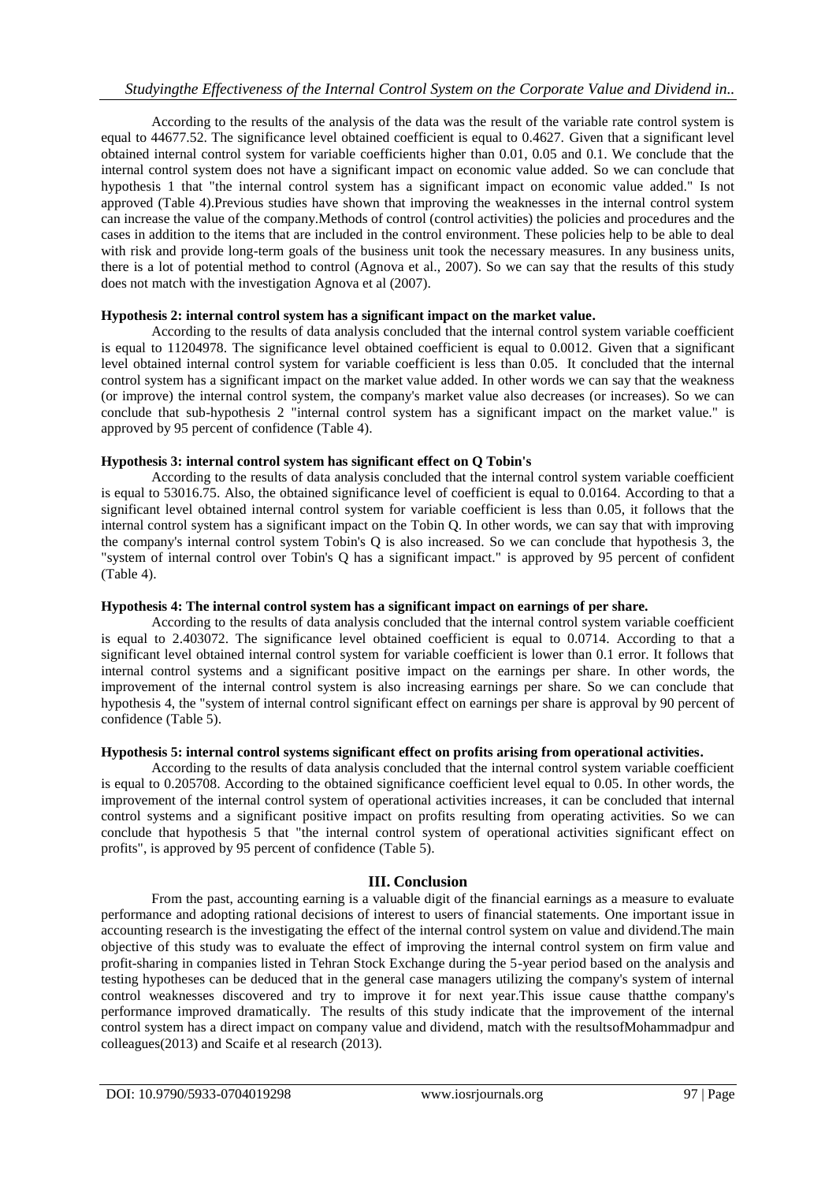According to the results of the analysis of the data was the result of the variable rate control system is equal to 44677.52. The significance level obtained coefficient is equal to 0.4627. Given that a significant level obtained internal control system for variable coefficients higher than 0.01, 0.05 and 0.1. We conclude that the internal control system does not have a significant impact on economic value added. So we can conclude that hypothesis 1 that "the internal control system has a significant impact on economic value added." Is not approved (Table 4).Previous studies have shown that improving the weaknesses in the internal control system can increase the value of the company.Methods of control (control activities) the policies and procedures and the cases in addition to the items that are included in the control environment. These policies help to be able to deal with risk and provide long-term goals of the business unit took the necessary measures. In any business units, there is a lot of potential method to control (Agnova et al., 2007). So we can say that the results of this study does not match with the investigation Agnova et al (2007).

**Hypothesis 2: internal control system has a significant impact on the market value.**

According to the results of data analysis concluded that the internal control system variable coefficient is equal to 11204978. The significance level obtained coefficient is equal to 0.0012. Given that a significant level obtained internal control system for variable coefficient is less than 0.05. It concluded that the internal control system has a significant impact on the market value added. In other words we can say that the weakness (or improve) the internal control system, the company's market value also decreases (or increases). So we can conclude that sub-hypothesis 2 "internal control system has a significant impact on the market value." is approved by 95 percent of confidence (Table 4).

**Hypothesis 3: internal control system has significant effect on Q Tobin's**

According to the results of data analysis concluded that the internal control system variable coefficient is equal to 53016.75. Also, the obtained significance level of coefficient is equal to 0.0164. According to that a significant level obtained internal control system for variable coefficient is less than 0.05, it follows that the internal control system has a significant impact on the Tobin Q. In other words, we can say that with improving the company's internal control system Tobin's Q is also increased. So we can conclude that hypothesis 3, the "system of internal control over Tobin's Q has a significant impact." is approved by 95 percent of confident (Table 4).

**Hypothesis 4: The internal control system has a significant impact on earnings of per share.**

According to the results of data analysis concluded that the internal control system variable coefficient is equal to 2.403072. The significance level obtained coefficient is equal to 0.0714. According to that a significant level obtained internal control system for variable coefficient is lower than 0.1 error. It follows that internal control systems and a significant positive impact on the earnings per share. In other words, the improvement of the internal control system is also increasing earnings per share. So we can conclude that hypothesis 4, the "system of internal control significant effect on earnings per share is approval by 90 percent of confidence (Table 5).

**Hypothesis 5: internal control systems significant effect on profits arising from operational activities.**

According to the results of data analysis concluded that the internal control system variable coefficient is equal to 0.205708. According to the obtained significance coefficient level equal to 0.05. In other words, the improvement of the internal control system of operational activities increases, it can be concluded that internal control systems and a significant positive impact on profits resulting from operating activities. So we can conclude that hypothesis 5 that "the internal control system of operational activities significant effect on profits", is approved by 95 percent of confidence (Table 5).

## III. Conclusion

From the past, accounting earning is a valuable digit of the financial earnings as a measure to evaluate performance and adopting rational decisions of interest to users of financial statements. One important issue in accounting research is the investigating the effect of the internal control system on value and dividend.The main objective of this study was to evaluate the effect of improving the internal control system on firm value and profit-sharing in companies listed in Tehran Stock Exchange during the 5-year period based on the analysis and testing hypotheses can be deduced that in the general case managers utilizing the company's system of internal control weaknesses discovered and try to improve it for next year.This issue cause thatthe company's performance improved dramatically. The results of this study indicate that the improvement of the internal control system has a direct impact on company value and dividend, match with the resultsofMohammadpur and colleagues(2013) and Scaife et al research (2013).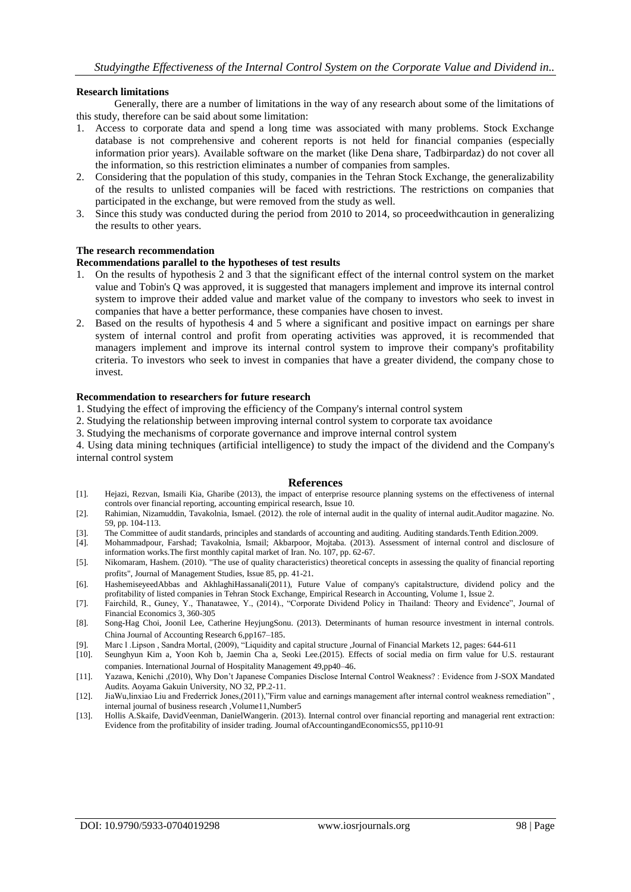**Research limitations**

Generally, there are a number of limitations in the way of any research about some of the limitations of this study, therefore can be said about some limitation:

1. Access to corporate data and spend a long time was associated with many problems. Stock Exchange database is not comprehensive and coherent reports is not held for financial companies (especially information prior years). Available software on the market (like Dena share, Tadbirpardaz) do not cover all the information, so this restriction eliminates a number of companies from samples.
2. Considering that the population of this study, companies in the Tehran Stock Exchange, the generalizability of the results to unlisted companies will be faced with restrictions. The restrictions on companies that participated in the exchange, but were removed from the study as well.
3. Since this study was conducted during the period from 2010 to 2014, so proceedwithcaution in generalizing the results to other years.

**The research recommendation**

**Recommendations parallel to the hypotheses of test results**

1. On the results of hypothesis 2 and 3 that the significant effect of the internal control system on the market value and Tobin's Q was approved, it is suggested that managers implement and improve its internal control system to improve their added value and market value of the company to investors who seek to invest in companies that have a better performance, these companies have chosen to invest.
2. Based on the results of hypothesis 4 and 5 where a significant and positive impact on earnings per share system of internal control and profit from operating activities was approved, it is recommended that managers implement and improve its internal control system to improve their company's profitability criteria. To investors who seek to invest in companies that have a greater dividend, the company chose to invest.

**Recommendation to researchers for future research**

1. Studying the effect of improving the efficiency of the Company's internal control system
2. Studying the relationship between improving internal control system to corporate tax avoidance
3. Studying the mechanisms of corporate governance and improve internal control system
4. Using data mining techniques (artificial intelligence) to study the impact of the dividend and the Company's internal control system

## References

[1]. Hejazi, Rezvan, Ismaili Kia, Gharibe (2013), the impact of enterprise resource planning systems on the effectiveness of internal controls over financial reporting, accounting empirical research, Issue 10.

[2]. Rahimian, Nizamuddin, Tavakolnia, Ismael. (2012). the role of internal audit in the quality of internal audit.Auditor magazine. No. 59, pp. 104-113.

[3]. The Committee of audit standards, principles and standards of accounting and auditing. Auditing standards.Tenth Edition.2009.

[4]. Mohammadpour, Farshad; Tavakolnia, Ismail; Akbarpoor, Mojtaba. (2013). Assessment of internal control and disclosure of information works.The first monthly capital market of Iran. No. 107, pp. 62-67.

[5]. Nikomaram, Hashem. (2010). "The use of quality characteristics) theoretical concepts in assessing the quality of financial reporting profits", Journal of Management Studies, Issue 85, pp. 41-21.

[6]. HashemiseyeedAbbas and AkhlaghiHassanali(2011), Future Value of company's capitalstructure, dividend policy and the profitability of listed companies in Tehran Stock Exchange, Empirical Research in Accounting, Volume 1, Issue 2.

[7]. Fairchild, R., Guney, Y., Thanatawee, Y., (2014)., "Corporate Dividend Policy in Thailand: Theory and Evidence", Journal of Financial Economics 3, 360-305

[8]. Song-Hag Choi, Joonil Lee, Catherine HeyjungSonu. (2013). Determinants of human resource investment in internal controls. China Journal of Accounting Research 6,pp167–185.

[9]. Marc l .Lipson , Sandra Mortal, (2009), "Liquidity and capital structure ,Journal of Financial Markets 12, pages: 644-611

[10]. Seunghyun Kim a, Yoon Koh b, Jaemin Cha a, Seoki Lee.(2015). Effects of social media on firm value for U.S. restaurant companies. International Journal of Hospitality Management 49,pp40–46.

[11]. Yazawa, Kenichi ,(2010), Why Don't Japanese Companies Disclose Internal Control Weakness? : Evidence from J-SOX Mandated Audits. Aoyama Gakuin University, NO 32, PP.2-11.

[12]. JiaWu,linxiao Liu and Frederrick Jones,(2011),"Firm value and earnings management after internal control weakness remediation" , internal journal of business research ,Volume11,Number5

[13]. Hollis A.Skaife, DavidVeenman, DanielWangerin. (2013). Internal control over financial reporting and managerial rent extraction: Evidence from the profitability of insider trading. Journal ofAccountingandEconomics55, pp110-91